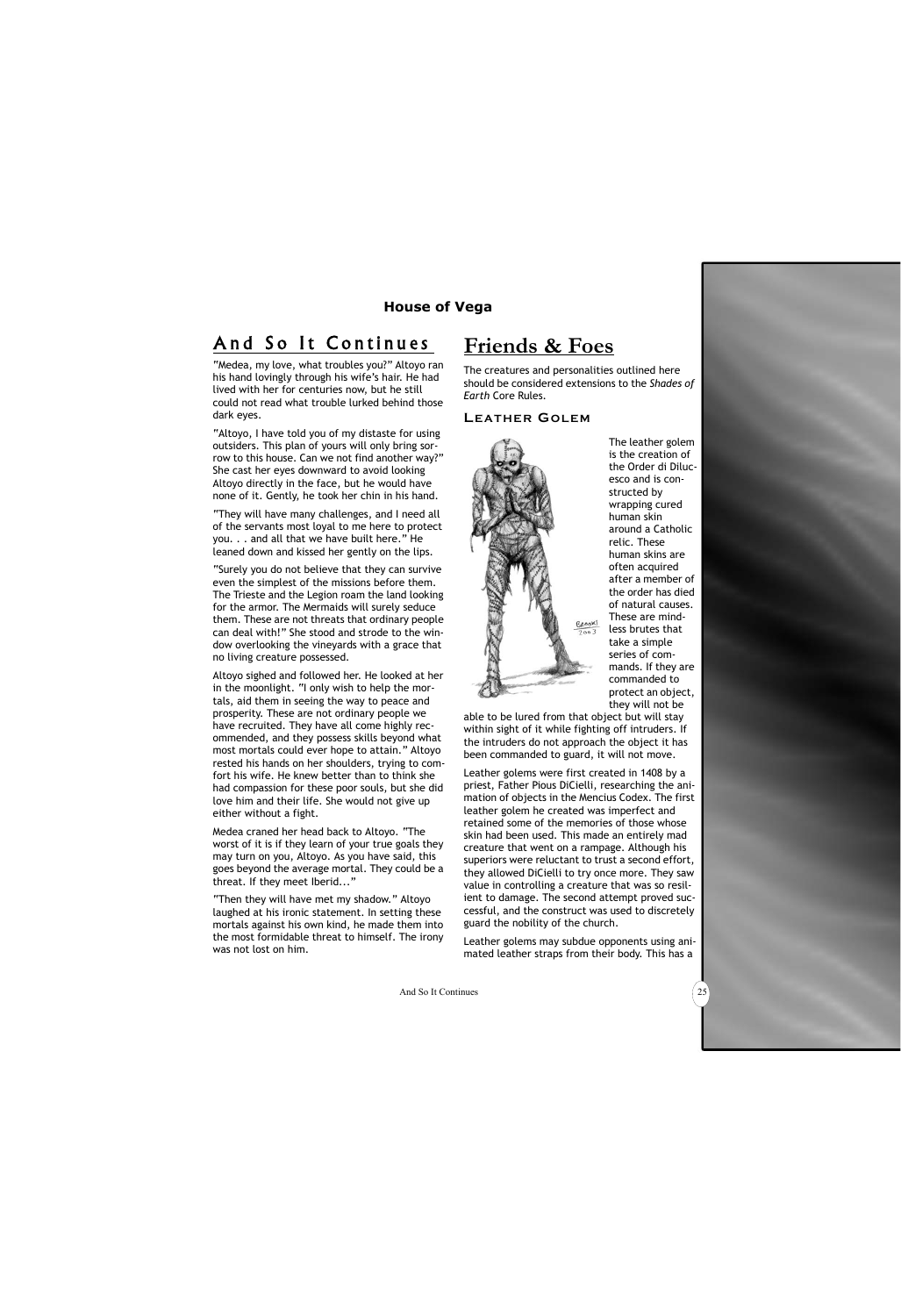## And So It Continues

"Medea, my love, what troubles you?" Altoyo ran his hand lovingly through his wife's hair. He had lived with her for centuries now, but he still could not read what trouble lurked behind those dark eyes.

"Altoyo, I have told you of my distaste for using outsiders. This plan of yours will only bring sorrow to this house. Can we not find another way?" She cast her eyes downward to avoid looking Altoyo directly in the face, but he would have none of it. Gently, he took her chin in his hand.

"They will have many challenges, and I need all of the servants most loyal to me here to protect you. . . and all that we have built here." He leaned down and kissed her gently on the lips.

"Surely you do not believe that they can survive even the simplest of the missions before them. The Trieste and the Legion roam the land looking for the armor. The Mermaids will surely seduce them. These are not threats that ordinary people can deal with!" She stood and strode to the window overlooking the vineyards with a grace that no living creature possessed.

Altoyo sighed and followed her. He looked at her in the moonlight. "I only wish to help the mortals, aid them in seeing the way to peace and prosperity. These are not ordinary people we have recruited. They have all come highly recommended, and they possess skills beyond what most mortals could ever hope to attain." Altoyo rested his hands on her shoulders, trying to comfort his wife. He knew better than to think she had compassion for these poor souls, but she did love him and their life. She would not give up either without a fight.

Medea craned her head back to Altoyo. "The worst of it is if they learn of your true goals they may turn on you, Altoyo. As you have said, this goes beyond the average mortal. They could be a threat. If they meet Iberid..."

"Then they will have met my shadow." Altoyo laughed at his ironic statement. In setting these mortals against his own kind, he made them into the most formidable threat to himself. The irony was not lost on him.

# Friends & Foes

The creatures and personalities outlined here should be considered extensions to the *Shades of Earth* Core Rules.

### Leather Golem

The leather golem is the creation of the Order di Dilucesco and is constructed by wrapping cured human skin around a Catholic relic. These human skins are often acquired after a member of the order has died of natural causes. These are mindless brutes that take a simple series of commands. If they are commanded to protect an object, they will not be able to be lured from that object but will stay within sight of it while fighting off intruders. If the intruders do not approach the object it has been commanded to guard, it will not move.

Leather golems were first created in 1408 by a priest, Father Pious DiCielli, researching the animation of objects in the Mencius Codex. The first leather golem he created was imperfect and retained some of the memories of those whose skin had been used. This made an entirely mad creature that went on a rampage. Although his superiors were reluctant to trust a second effort, they allowed DiCielli to try once more. They saw value in controlling a creature that was so resilient to damage. The second attempt proved successful, and the construct was used to discretely guard the nobility of the church.

Leather golems may subdue opponents using animated leather straps from their body. This has a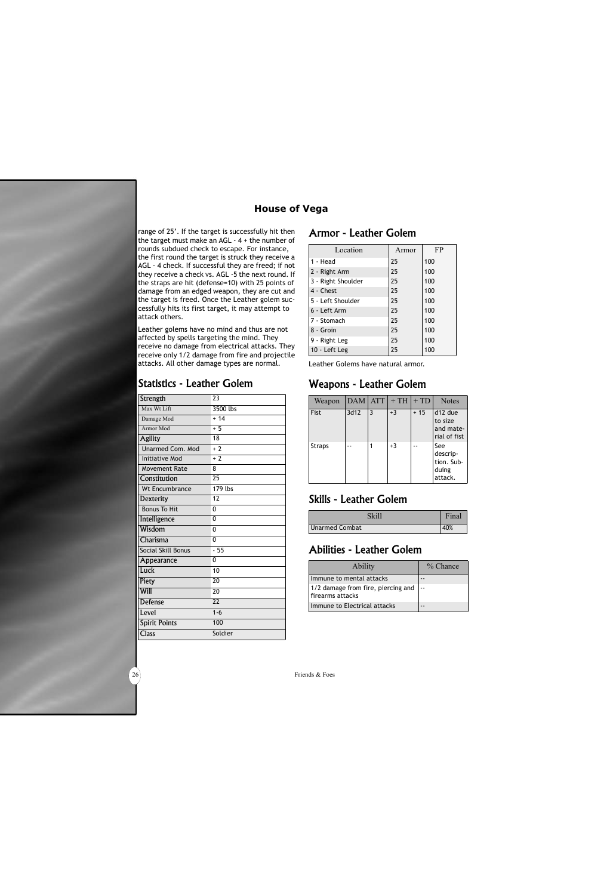range of 25'. If the target is successfully hit then the target must make an AGL - 4 + the number of rounds subdued check to escape. For instance, the first round the target is struck they receive a AGL - 4 check. If successful they are freed; if not they receive a check vs. AGL -5 the next round. If the straps are hit (defense=10) with 25 points of damage from an edged weapon, they are cut and the target is freed. Once the Leather golem successfully hits its first target, it may attempt to attack others.

Leather golems have no mind and thus are not affected by spells targeting the mind. They receive no damage from electrical attacks. They receive only 1/2 damage from fire and projectile attacks. All other damage types are normal.

## Statistics - Leather Golem

| Statistic | Value |
|---|---|
| Strength | 23 |
| Max Wt Lift | 3500 lbs |
| Damage Mod | + 14 |
| Armor Mod | + 5 |
| Agility | 18 |
| Unarmed Com. Mod | + 2 |
| Initiative Mod | + 2 |
| Movement Rate | 8 |
| Constitution | 25 |
| Wt Encumbrance | 179 lbs |
| Dexterity | 12 |
| Bonus To Hit | 0 |
| Intelligence | 0 |
| Wisdom | 0 |
| Charisma | 0 |
| Social Skill Bonus | - 55 |
| Appearance | 0 |
| Luck | 10 |
| Piety | 20 |
| Will | 20 |
| Defense | 22 |
| Level | 1-6 |
| Spirit Points | 100 |
| Class | Soldier |

## Armor - Leather Golem

| Location | Armor | FP |
|---|---|---|
| 1 - Head | 25 | 100 |
| 2 - Right Arm | 25 | 100 |
| 3 - Right Shoulder | 25 | 100 |
| 4 - Chest | 25 | 100 |
| 5 - Left Shoulder | 25 | 100 |
| 6 - Left Arm | 25 | 100 |
| 7 - Stomach | 25 | 100 |
| 8 - Groin | 25 | 100 |
| 9 - Right Leg | 25 | 100 |
| 10 - Left Leg | 25 | 100 |

Leather Golems have natural armor.

## Weapons - Leather Golem

| Weapon | DAM | ATT | + TH | + TD | Notes |
|---|---|---|---|---|---|
| Fist | 3d12 | 3 | +3 | + 15 | d12 due to size and material of fist |
| Straps | -- | 1 | +3 | -- | See description. Subduing attack. |

## Skills - Leather Golem

| Skill | Final |
|---|---|
| Unarmed Combat | 40% |

## Abilities - Leather Golem

| Ability | % Chance |
|---|---|
| Immune to mental attacks | -- |
| 1/2 damage from fire, piercing and firearms attacks | -- |
| Immune to Electrical attacks | -- |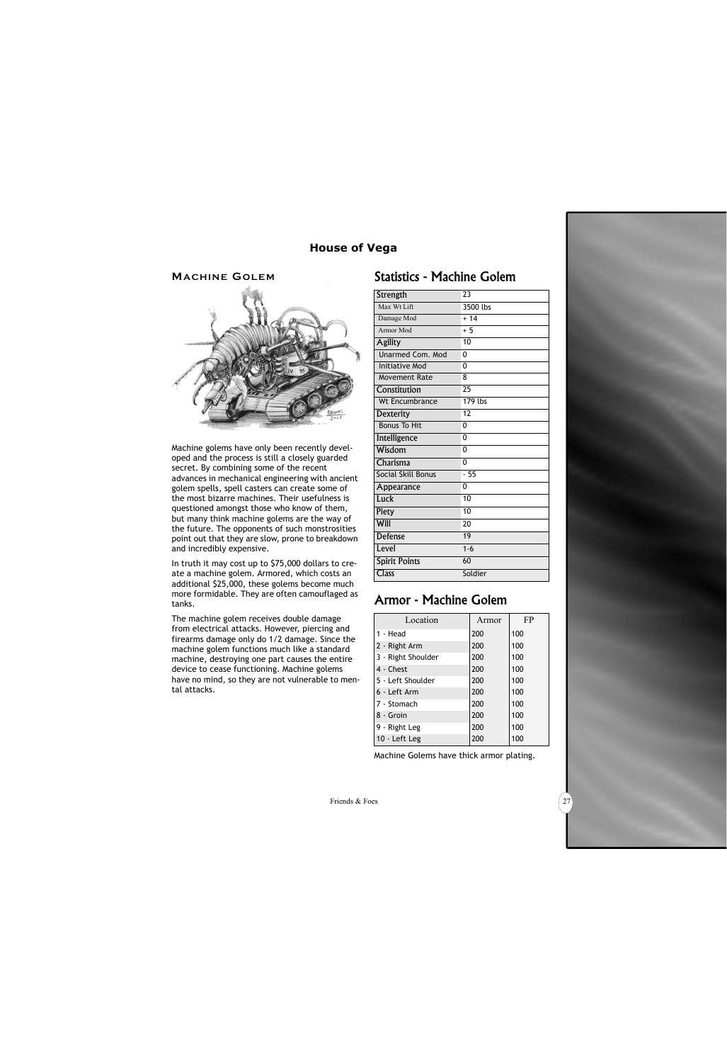# House of Vega

## Machine Golem

Machine golems have only been recently developed and the process is still a closely guarded secret. By combining some of the recent advances in mechanical engineering with ancient golem spells, spell casters can create some of the most bizarre machines. Their usefulness is questioned amongst those who know of them, but many think machine golems are the way of the future. The opponents of such monstrosities point out that they are slow, prone to breakdown and incredibly expensive.

In truth it may cost up to $75,000 dollars to create a machine golem. Armored, which costs an additional $25,000, these golems become much more formidable. They are often camouflaged as tanks.

The machine golem receives double damage from electrical attacks. However, piercing and firearms damage only do 1/2 damage. Since the machine golem functions much like a standard machine, destroying one part causes the entire device to cease functioning. Machine golems have no mind, so they are not vulnerable to mental attacks.

## Statistics - Machine Golem

| Attribute | Value |
|---|---|
| Strength | 23 |
| Max Wt Lift | 3500 lbs |
| Damage Mod | + 14 |
| Armor Mod | + 5 |
| Agility | 10 |
| Unarmed Com. Mod | 0 |
| Initiative Mod | 0 |
| Movement Rate | 8 |
| Constitution | 25 |
| Wt Encumbrance | 179 lbs |
| Dexterity | 12 |
| Bonus To Hit | 0 |
| Intelligence | 0 |
| Wisdom | 0 |
| Charisma | 0 |
| Social Skill Bonus | - 55 |
| Appearance | 0 |
| Luck | 10 |
| Piety | 10 |
| Will | 20 |
| Defense | 19 |
| Level | 1-6 |
| Spirit Points | 60 |
| Class | Soldier |

## Armor - Machine Golem

| Location | Armor | FP |
|---|---|---|
| 1 - Head | 200 | 100 |
| 2 - Right Arm | 200 | 100 |
| 3 - Right Shoulder | 200 | 100 |
| 4 - Chest | 200 | 100 |
| 5 - Left Shoulder | 200 | 100 |
| 6 - Left Arm | 200 | 100 |
| 7 - Stomach | 200 | 100 |
| 8 - Groin | 200 | 100 |
| 9 - Right Leg | 200 | 100 |
| 10 - Left Leg | 200 | 100 |

Machine Golems have thick armor plating.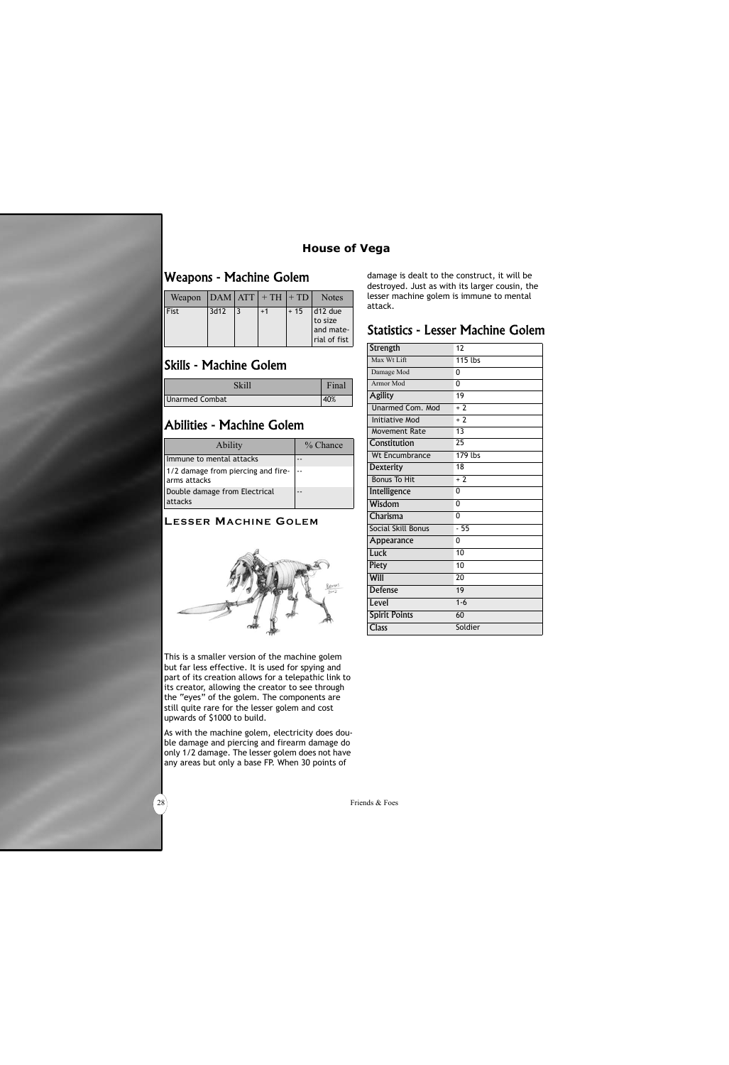## Weapons - Machine Golem

| Weapon | DAM | ATT | + TH | + TD | Notes |
|---|---|---|---|---|---|
| Fist | 3d12 | 3 | +1 | + 15 | d12 due to size and material of fist |

## Skills - Machine Golem

| Skill | Final |
|---|---|
| Unarmed Combat | 40% |

## Abilities - Machine Golem

| Ability | % Chance |
|---|---|
| Immune to mental attacks | -- |
| 1/2 damage from piercing and firearms attacks | -- |
| Double damage from Electrical attacks | -- |

### Lesser Machine Golem

This is a smaller version of the machine golem but far less effective. It is used for spying and part of its creation allows for a telepathic link to its creator, allowing the creator to see through the "eyes" of the golem. The components are still quite rare for the lesser golem and cost upwards of $1000 to build.

As with the machine golem, electricity does double damage and piercing and firearm damage do only 1/2 damage. The lesser golem does not have any areas but only a base FP. When 30 points of damage is dealt to the construct, it will be destroyed. Just as with its larger cousin, the lesser machine golem is immune to mental attack.

## Statistics - Lesser Machine Golem

| Statistic | Value |
|---|---|
| Strength | 12 |
| Max Wt Lift | 115 lbs |
| Damage Mod | 0 |
| Armor Mod | 0 |
| Agility | 19 |
| Unarmed Com. Mod | + 2 |
| Initiative Mod | + 2 |
| Movement Rate | 13 |
| Constitution | 25 |
| Wt Encumbrance | 179 lbs |
| Dexterity | 18 |
| Bonus To Hit | + 2 |
| Intelligence | 0 |
| Wisdom | 0 |
| Charisma | 0 |
| Social Skill Bonus | - 55 |
| Appearance | 0 |
| Luck | 10 |
| Piety | 10 |
| Will | 20 |
| Defense | 19 |
| Level | 1-6 |
| Spirit Points | 60 |
| Class | Soldier |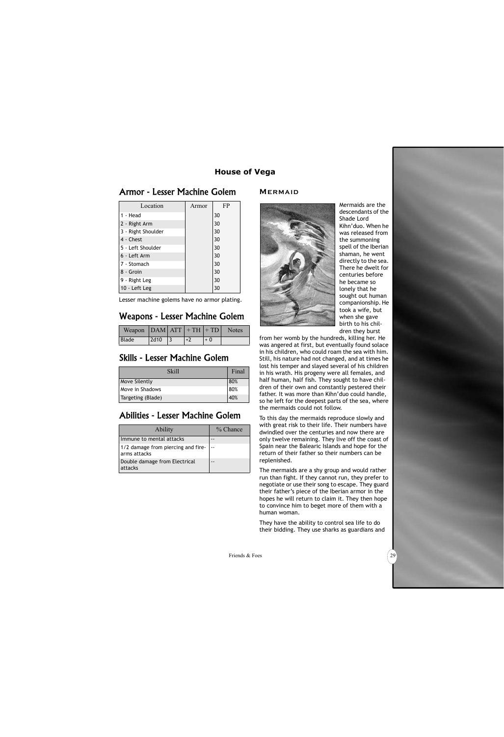## Armor - Lesser Machine Golem

| Location | Armor | FP |
|---|---|---|
| 1 - Head | | 30 |
| 2 - Right Arm | | 30 |
| 3 - Right Shoulder | | 30 |
| 4 - Chest | | 30 |
| 5 - Left Shoulder | | 30 |
| 6 - Left Arm | | 30 |
| 7 - Stomach | | 30 |
| 8 - Groin | | 30 |
| 9 - Right Leg | | 30 |
| 10 - Left Leg | | 30 |

Lesser machine golems have no armor plating.

## Weapons - Lesser Machine Golem

| Weapon | DAM | ATT | + TH | + TD | Notes |
|---|---|---|---|---|---|
| Blade | 2d10 | 3 | +2 | + 0 | |

## Skills - Lesser Machine Golem

| Skill | Final |
|---|---|
| Move Silently | 80% |
| Move in Shadows | 80% |
| Targeting (Blade) | 40% |

## Abilities - Lesser Machine Golem

| Ability | % Chance |
|---|---|
| Immune to mental attacks | -- |
| 1/2 damage from piercing and fire-arms attacks | -- |
| Double damage from Electrical attacks | -- |

## Mermaid

Mermaids are the descendants of the Shade Lord Kihn'duo. When he was released from the summoning spell of the Iberian shaman, he went directly to the sea. There he dwelt for centuries before he became so lonely that he sought out human companionship. He took a wife, but when she gave birth to his children they burst from her womb by the hundreds, killing her. He was angered at first, but eventually found solace in his children, who could roam the sea with him. Still, his nature had not changed, and at times he lost his temper and slayed several of his children in his wrath. His progeny were all females, and half human, half fish. They sought to have children of their own and constantly pestered their father. It was more than Kihn'duo could handle, so he left for the deepest parts of the sea, where the mermaids could not follow.

To this day the mermaids reproduce slowly and with great risk to their life. Their numbers have dwindled over the centuries and now there are only twelve remaining. They live off the coast of Spain near the Balearic Islands and hope for the return of their father so their numbers can be replenished.

The mermaids are a shy group and would rather run than fight. If they cannot run, they prefer to negotiate or use their song to escape. They guard their father's piece of the Iberian armor in the hopes he will return to claim it. They then hope to convince him to beget more of them with a human woman.

They have the ability to control sea life to do their bidding. They use sharks as guardians and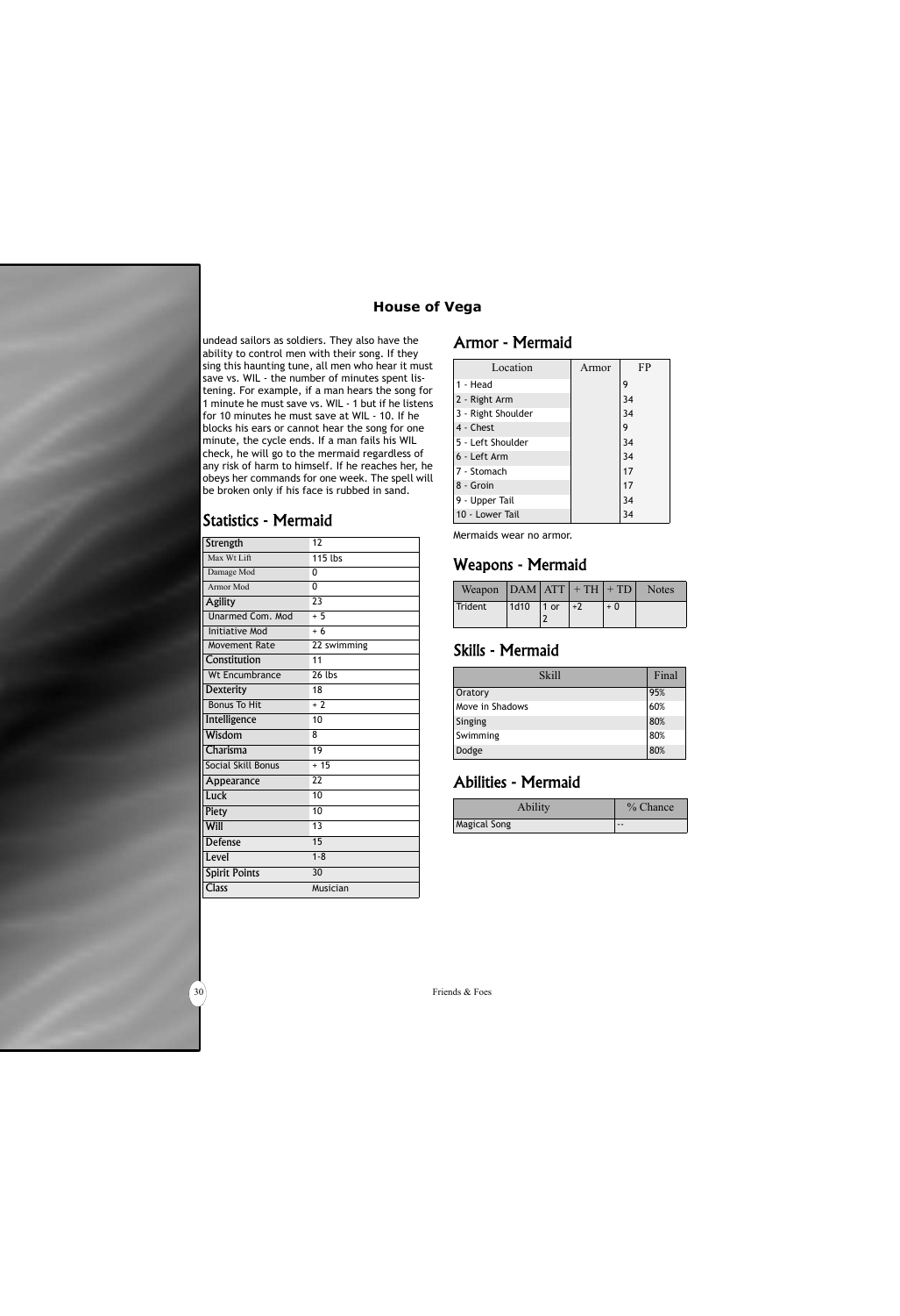undead sailors as soldiers. They also have the ability to control men with their song. If they sing this haunting tune, all men who hear it must save vs. WIL - the number of minutes spent listening. For example, if a man hears the song for 1 minute he must save vs. WIL - 1 but if he listens for 10 minutes he must save at WIL - 10. If he blocks his ears or cannot hear the song for one minute, the cycle ends. If a man fails his WIL check, he will go to the mermaid regardless of any risk of harm to himself. If he reaches her, he obeys her commands for one week. The spell will be broken only if his face is rubbed in sand.

## Statistics - Mermaid

| | |
|---|---|
| Strength | 12 |
| Max Wt Lift | 115 lbs |
| Damage Mod | 0 |
| Armor Mod | 0 |
| Agility | 23 |
| Unarmed Com. Mod | + 5 |
| Initiative Mod | + 6 |
| Movement Rate | 22 swimming |
| Constitution | 11 |
| Wt Encumbrance | 26 lbs |
| Dexterity | 18 |
| Bonus To Hit | + 2 |
| Intelligence | 10 |
| Wisdom | 8 |
| Charisma | 19 |
| Social Skill Bonus | + 15 |
| Appearance | 22 |
| Luck | 10 |
| Piety | 10 |
| Will | 13 |
| Defense | 15 |
| Level | 1-8 |
| Spirit Points | 30 |
| Class | Musician |

## Armor - Mermaid

| Location | Armor | FP |
|---|---|---|
| 1 - Head | | 9 |
| 2 - Right Arm | | 34 |
| 3 - Right Shoulder | | 34 |
| 4 - Chest | | 9 |
| 5 - Left Shoulder | | 34 |
| 6 - Left Arm | | 34 |
| 7 - Stomach | | 17 |
| 8 - Groin | | 17 |
| 9 - Upper Tail | | 34 |
| 10 - Lower Tail | | 34 |

Mermaids wear no armor.

## Weapons - Mermaid

| Weapon | DAM | ATT | + TH | + TD | Notes |
|---|---|---|---|---|---|
| Trident | 1d10 | 1 or 2 | +2 | + 0 | |

## Skills - Mermaid

| Skill | Final |
|---|---|
| Oratory | 95% |
| Move in Shadows | 60% |
| Singing | 80% |
| Swimming | 80% |
| Dodge | 80% |

## Abilities - Mermaid

| Ability | % Chance |
|---|---|
| Magical Song | -- |